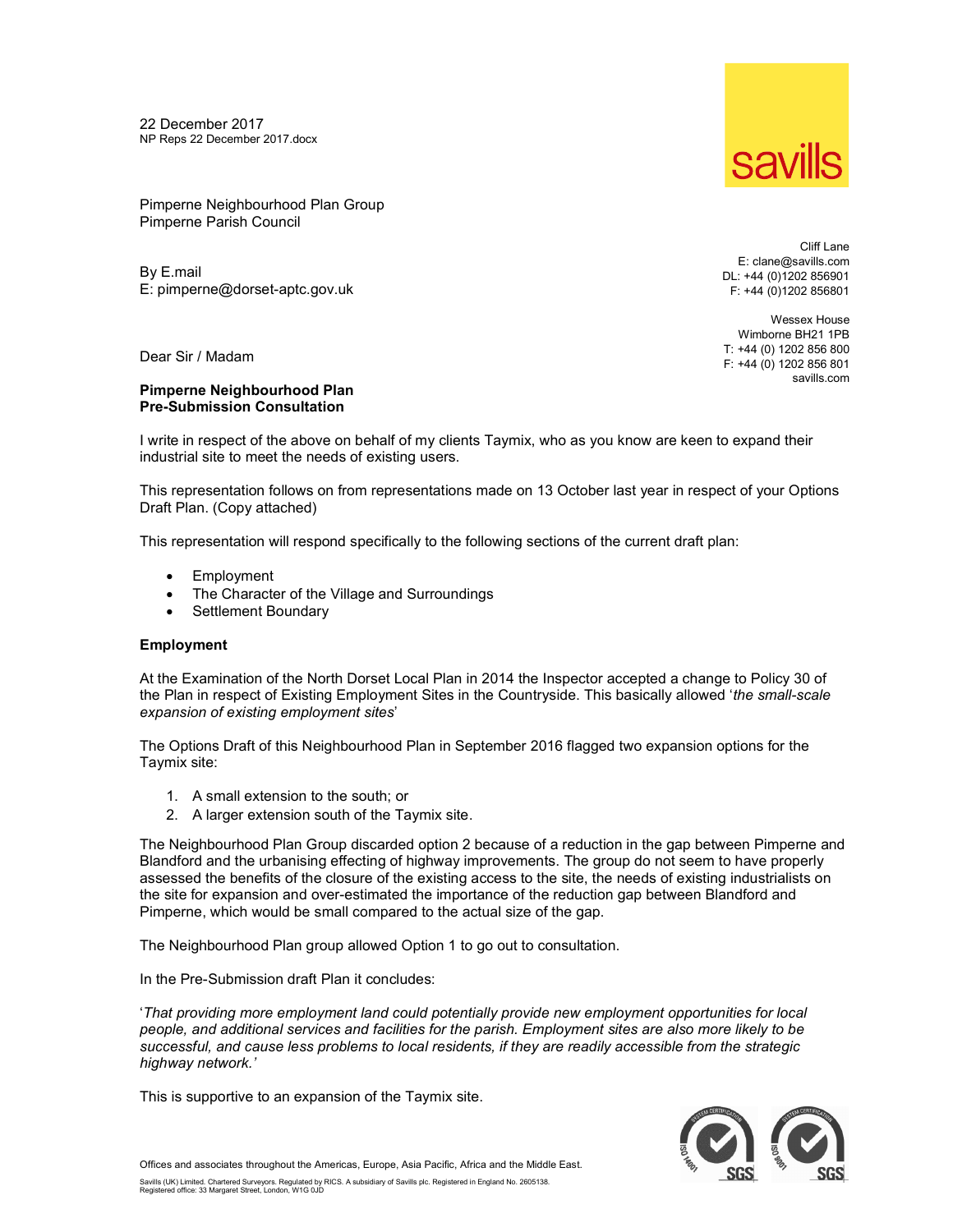22 December 2017
NP Reps 22 December 2017.docx

Pimperne Neighbourhood Plan Group
Pimperne Parish Council

By E.mail
E: pimperne@dorset-aptc.gov.uk

Cliff Lane
E: clane@savills.com
DL: +44 (0)1202 856901
F: +44 (0)1202 856801

Wessex House
Wimborne BH21 1PB
T: +44 (0) 1202 856 800
F: +44 (0) 1202 856 801
savills.com

Dear Sir / Madam

**Pimperne Neighbourhood Plan**
**Pre-Submission Consultation**

I write in respect of the above on behalf of my clients Taymix, who as you know are keen to expand their industrial site to meet the needs of existing users.

This representation follows on from representations made on 13 October last year in respect of your Options Draft Plan. (Copy attached)

This representation will respond specifically to the following sections of the current draft plan:

- Employment
- The Character of the Village and Surroundings
- Settlement Boundary

**Employment**

At the Examination of the North Dorset Local Plan in 2014 the Inspector accepted a change to Policy 30 of the Plan in respect of Existing Employment Sites in the Countryside. This basically allowed '*the small-scale expansion of existing employment sites*'

The Options Draft of this Neighbourhood Plan in September 2016 flagged two expansion options for the Taymix site:

1. A small extension to the south; or
2. A larger extension south of the Taymix site.

The Neighbourhood Plan Group discarded option 2 because of a reduction in the gap between Pimperne and Blandford and the urbanising effecting of highway improvements. The group do not seem to have properly assessed the benefits of the closure of the existing access to the site, the needs of existing industrialists on the site for expansion and over-estimated the importance of the reduction gap between Blandford and Pimperne, which would be small compared to the actual size of the gap.

The Neighbourhood Plan group allowed Option 1 to go out to consultation.

In the Pre-Submission draft Plan it concludes:

'*That providing more employment land could potentially provide new employment opportunities for local people, and additional services and facilities for the parish. Employment sites are also more likely to be successful, and cause less problems to local residents, if they are readily accessible from the strategic highway network.'*

This is supportive to an expansion of the Taymix site.

Offices and associates throughout the Americas, Europe, Asia Pacific, Africa and the Middle East.

Savills (UK) Limited. Chartered Surveyors. Regulated by RICS. A subsidiary of Savills plc. Registered in England No. 2605138.
Registered office: 33 Margaret Street, London, W1G 0JD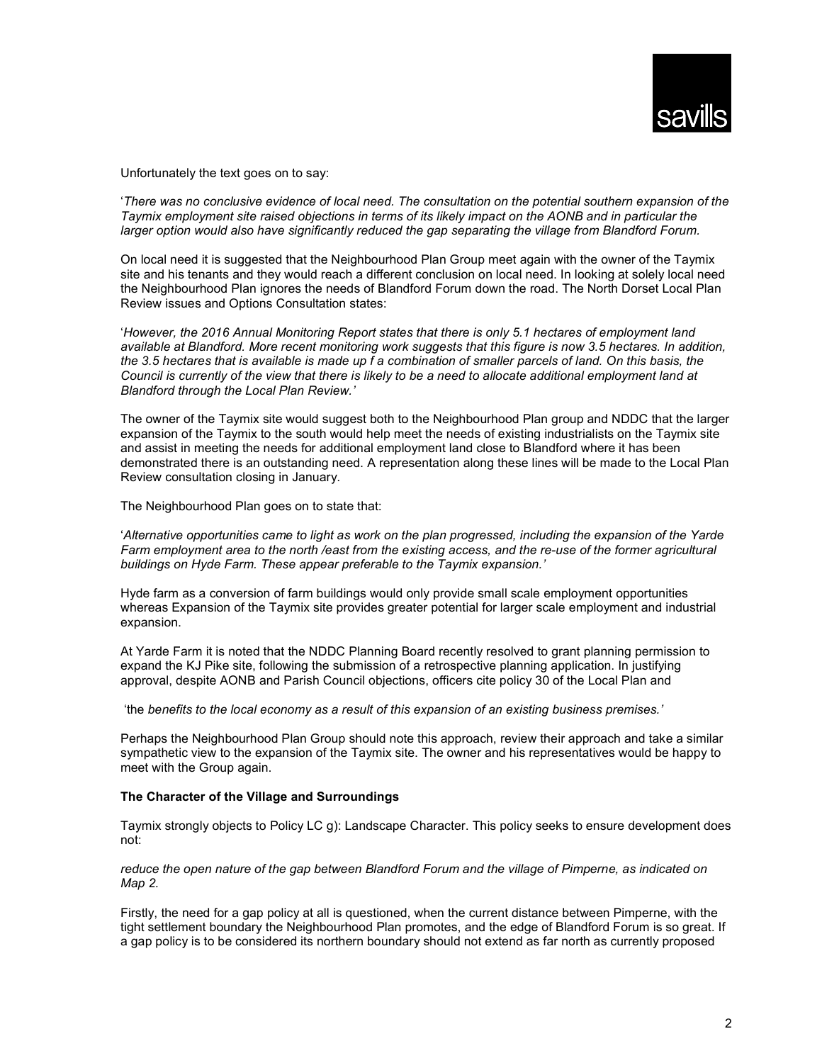Unfortunately the text goes on to say:

'*There was no conclusive evidence of local need. The consultation on the potential southern expansion of the Taymix employment site raised objections in terms of its likely impact on the AONB and in particular the larger option would also have significantly reduced the gap separating the village from Blandford Forum.*

On local need it is suggested that the Neighbourhood Plan Group meet again with the owner of the Taymix site and his tenants and they would reach a different conclusion on local need. In looking at solely local need the Neighbourhood Plan ignores the needs of Blandford Forum down the road. The North Dorset Local Plan Review issues and Options Consultation states:

'*However, the 2016 Annual Monitoring Report states that there is only 5.1 hectares of employment land available at Blandford. More recent monitoring work suggests that this figure is now 3.5 hectares. In addition, the 3.5 hectares that is available is made up f a combination of smaller parcels of land. On this basis, the Council is currently of the view that there is likely to be a need to allocate additional employment land at Blandford through the Local Plan Review.*'

The owner of the Taymix site would suggest both to the Neighbourhood Plan group and NDDC that the larger expansion of the Taymix to the south would help meet the needs of existing industrialists on the Taymix site and assist in meeting the needs for additional employment land close to Blandford where it has been demonstrated there is an outstanding need. A representation along these lines will be made to the Local Plan Review consultation closing in January.

The Neighbourhood Plan goes on to state that:

'*Alternative opportunities came to light as work on the plan progressed, including the expansion of the Yarde Farm employment area to the north /east from the existing access, and the re-use of the former agricultural buildings on Hyde Farm. These appear preferable to the Taymix expansion.*'

Hyde farm as a conversion of farm buildings would only provide small scale employment opportunities whereas Expansion of the Taymix site provides greater potential for larger scale employment and industrial expansion.

At Yarde Farm it is noted that the NDDC Planning Board recently resolved to grant planning permission to expand the KJ Pike site, following the submission of a retrospective planning application. In justifying approval, despite AONB and Parish Council objections, officers cite policy 30 of the Local Plan and

'the *benefits to the local economy as a result of this expansion of an existing business premises.*'

Perhaps the Neighbourhood Plan Group should note this approach, review their approach and take a similar sympathetic view to the expansion of the Taymix site. The owner and his representatives would be happy to meet with the Group again.

**The Character of the Village and Surroundings**

Taymix strongly objects to Policy LC g): Landscape Character. This policy seeks to ensure development does not:

*reduce the open nature of the gap between Blandford Forum and the village of Pimperne, as indicated on Map 2.*

Firstly, the need for a gap policy at all is questioned, when the current distance between Pimperne, with the tight settlement boundary the Neighbourhood Plan promotes, and the edge of Blandford Forum is so great. If a gap policy is to be considered its northern boundary should not extend as far north as currently proposed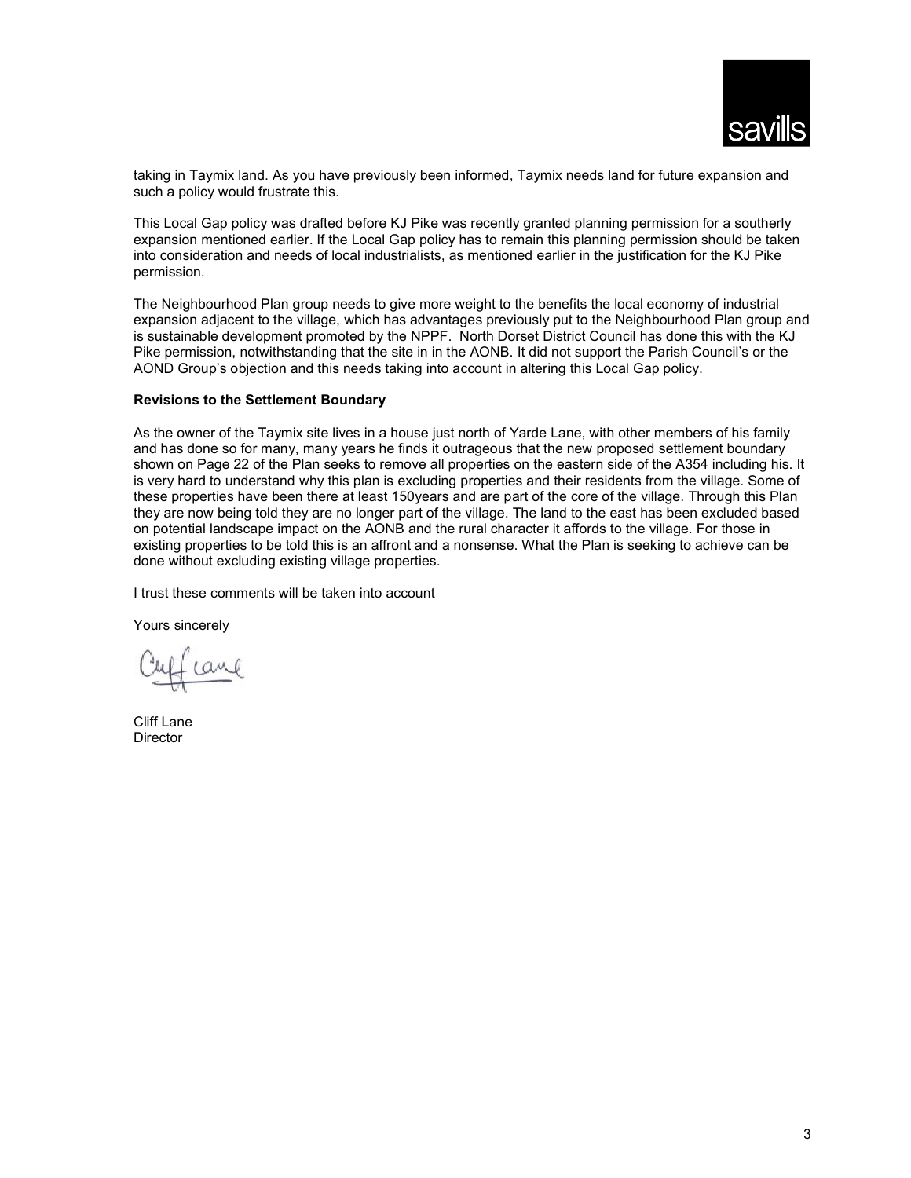taking in Taymix land. As you have previously been informed, Taymix needs land for future expansion and such a policy would frustrate this.

This Local Gap policy was drafted before KJ Pike was recently granted planning permission for a southerly expansion mentioned earlier. If the Local Gap policy has to remain this planning permission should be taken into consideration and needs of local industrialists, as mentioned earlier in the justification for the KJ Pike permission.

The Neighbourhood Plan group needs to give more weight to the benefits the local economy of industrial expansion adjacent to the village, which has advantages previously put to the Neighbourhood Plan group and is sustainable development promoted by the NPPF. North Dorset District Council has done this with the KJ Pike permission, notwithstanding that the site in in the AONB. It did not support the Parish Council's or the AOND Group's objection and this needs taking into account in altering this Local Gap policy.

**Revisions to the Settlement Boundary**

As the owner of the Taymix site lives in a house just north of Yarde Lane, with other members of his family and has done so for many, many years he finds it outrageous that the new proposed settlement boundary shown on Page 22 of the Plan seeks to remove all properties on the eastern side of the A354 including his. It is very hard to understand why this plan is excluding properties and their residents from the village. Some of these properties have been there at least 150years and are part of the core of the village. Through this Plan they are now being told they are no longer part of the village. The land to the east has been excluded based on potential landscape impact on the AONB and the rural character it affords to the village. For those in existing properties to be told this is an affront and a nonsense. What the Plan is seeking to achieve can be done without excluding existing village properties.

I trust these comments will be taken into account

Yours sincerely

Cliff Lane
Director